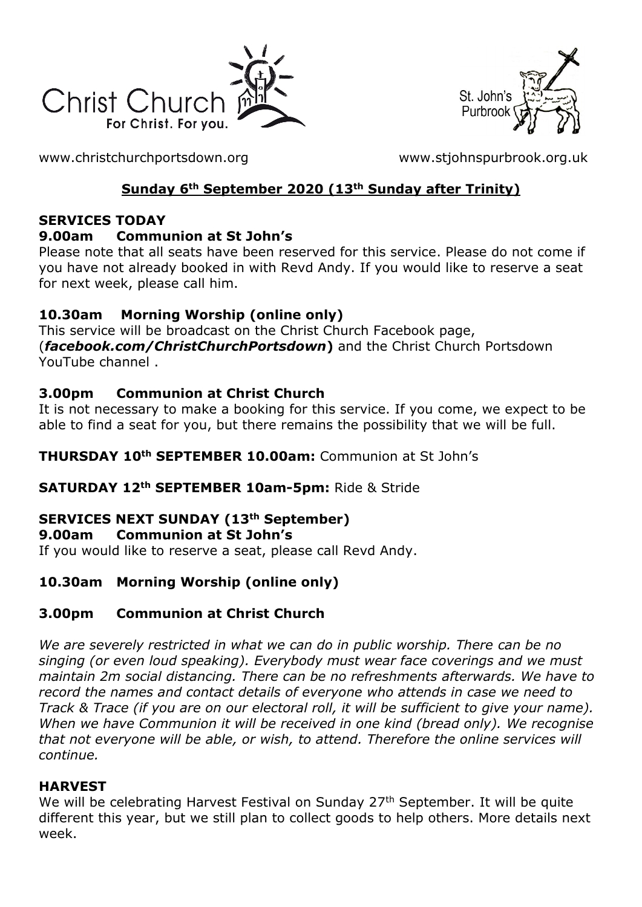Christ Church
For Christ. For you.

St. John's Purbrook

www.christchurchportsdown.org www.stjohnspurbrook.org.uk

## Sunday 6th September 2020 (13th Sunday after Trinity)

### SERVICES TODAY

**9.00am Communion at St John's**

Please note that all seats have been reserved for this service. Please do not come if you have not already booked in with Revd Andy. If you would like to reserve a seat for next week, please call him.

**10.30am Morning Worship (online only)**

This service will be broadcast on the Christ Church Facebook page, (***facebook.com/ChristChurchPortsdown***) and the Christ Church Portsdown YouTube channel .

**3.00pm Communion at Christ Church**

It is not necessary to make a booking for this service. If you come, we expect to be able to find a seat for you, but there remains the possibility that we will be full.

**THURSDAY 10th SEPTEMBER 10.00am:** Communion at St John's

**SATURDAY 12th SEPTEMBER 10am-5pm:** Ride & Stride

### SERVICES NEXT SUNDAY (13th September)

**9.00am Communion at St John's**

If you would like to reserve a seat, please call Revd Andy.

**10.30am Morning Worship (online only)**

**3.00pm Communion at Christ Church**

*We are severely restricted in what we can do in public worship. There can be no singing (or even loud speaking). Everybody must wear face coverings and we must maintain 2m social distancing. There can be no refreshments afterwards. We have to record the names and contact details of everyone who attends in case we need to Track & Trace (if you are on our electoral roll, it will be sufficient to give your name). When we have Communion it will be received in one kind (bread only). We recognise that not everyone will be able, or wish, to attend. Therefore the online services will continue.*

### HARVEST

We will be celebrating Harvest Festival on Sunday 27th September. It will be quite different this year, but we still plan to collect goods to help others. More details next week.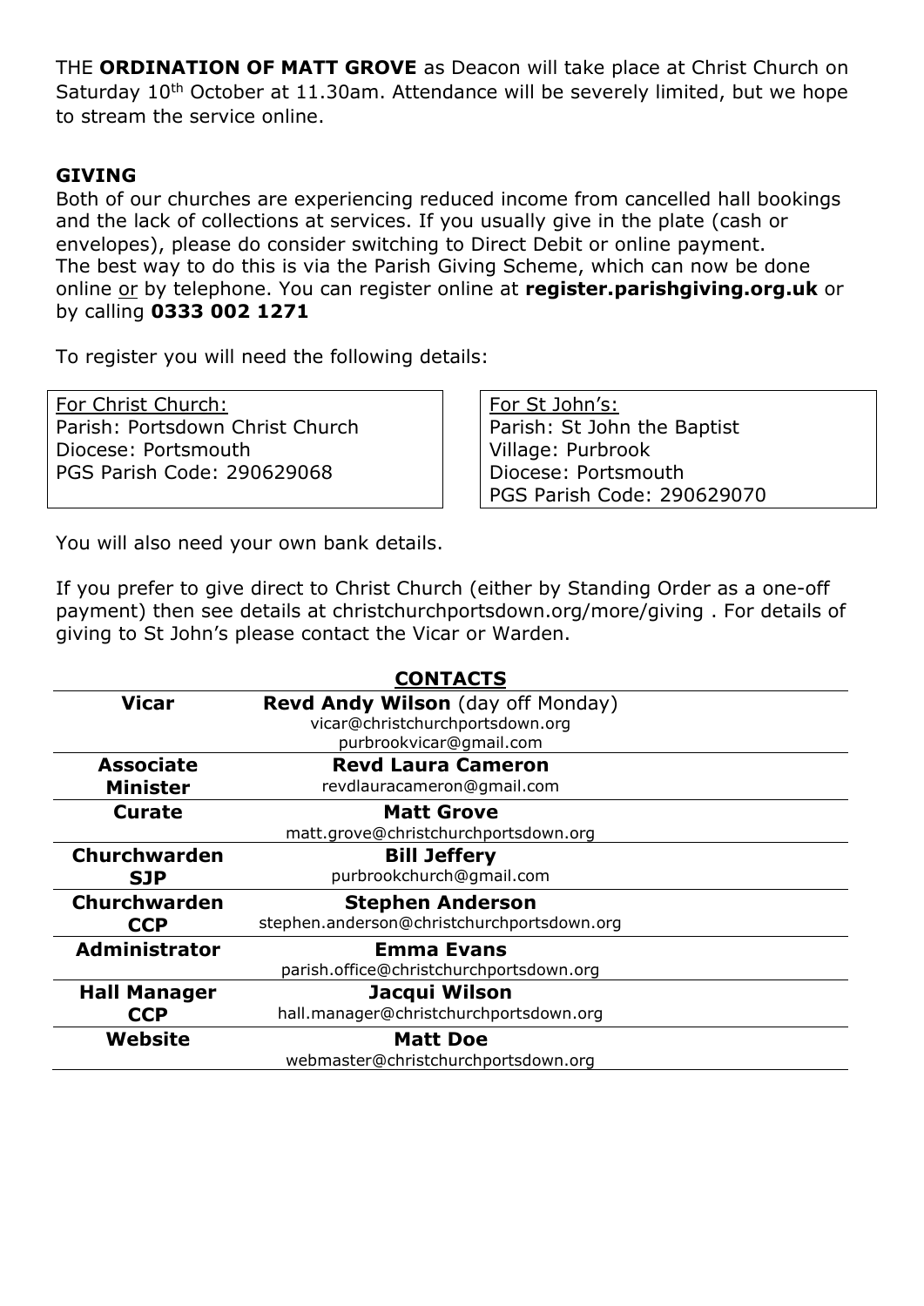THE **ORDINATION OF MATT GROVE** as Deacon will take place at Christ Church on Saturday 10th October at 11.30am. Attendance will be severely limited, but we hope to stream the service online.

**GIVING**

Both of our churches are experiencing reduced income from cancelled hall bookings and the lack of collections at services. If you usually give in the plate (cash or envelopes), please do consider switching to Direct Debit or online payment. The best way to do this is via the Parish Giving Scheme, which can now be done online or by telephone. You can register online at **register.parishgiving.org.uk** or by calling **0333 002 1271**

To register you will need the following details:

| For Christ Church: | For St John's: |
|---|---|
| Parish: Portsdown Christ Church | Parish: St John the Baptist |
| Diocese: Portsmouth | Village: Purbrook |
| PGS Parish Code: 290629068 | Diocese: Portsmouth |
| | PGS Parish Code: 290629070 |

You will also need your own bank details.

If you prefer to give direct to Christ Church (either by Standing Order as a one-off payment) then see details at christchurchportsdown.org/more/giving . For details of giving to St John's please contact the Vicar or Warden.

**CONTACTS**

| | |
|---|---|
| **Vicar** | **Revd Andy Wilson** (day off Monday)<br>vicar@christchurchportsdown.org<br>purbrookvicar@gmail.com |
| **Associate Minister** | **Revd Laura Cameron**<br>revdlauracameron@gmail.com |
| **Curate** | **Matt Grove**<br>matt.grove@christchurchportsdown.org |
| **Churchwarden SJP** | **Bill Jeffery**<br>purbrookchurch@gmail.com |
| **Churchwarden CCP** | **Stephen Anderson**<br>stephen.anderson@christchurchportsdown.org |
| **Administrator** | **Emma Evans**<br>parish.office@christchurchportsdown.org |
| **Hall Manager CCP** | **Jacqui Wilson**<br>hall.manager@christchurchportsdown.org |
| **Website** | **Matt Doe**<br>webmaster@christchurchportsdown.org |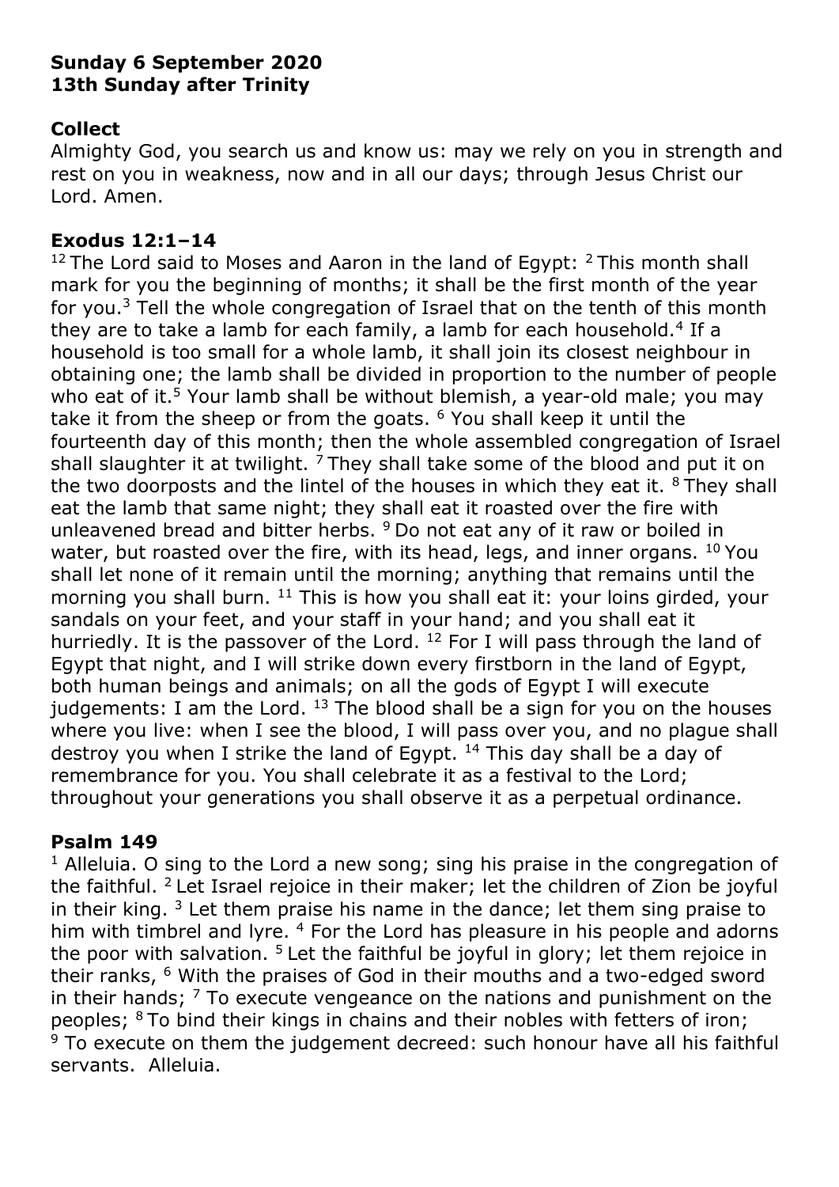**Sunday 6 September 2020**
**13th Sunday after Trinity**

**Collect**

Almighty God, you search us and know us: may we rely on you in strength and rest on you in weakness, now and in all our days; through Jesus Christ our Lord. Amen.

**Exodus 12:1–14**

[12] The Lord said to Moses and Aaron in the land of Egypt: [2] This month shall mark for you the beginning of months; it shall be the first month of the year for you.[3] Tell the whole congregation of Israel that on the tenth of this month they are to take a lamb for each family, a lamb for each household.[4] If a household is too small for a whole lamb, it shall join its closest neighbour in obtaining one; the lamb shall be divided in proportion to the number of people who eat of it.[5] Your lamb shall be without blemish, a year-old male; you may take it from the sheep or from the goats. [6] You shall keep it until the fourteenth day of this month; then the whole assembled congregation of Israel shall slaughter it at twilight. [7] They shall take some of the blood and put it on the two doorposts and the lintel of the houses in which they eat it. [8] They shall eat the lamb that same night; they shall eat it roasted over the fire with unleavened bread and bitter herbs. [9] Do not eat any of it raw or boiled in water, but roasted over the fire, with its head, legs, and inner organs. [10] You shall let none of it remain until the morning; anything that remains until the morning you shall burn. [11] This is how you shall eat it: your loins girded, your sandals on your feet, and your staff in your hand; and you shall eat it hurriedly. It is the passover of the Lord. [12] For I will pass through the land of Egypt that night, and I will strike down every firstborn in the land of Egypt, both human beings and animals; on all the gods of Egypt I will execute judgements: I am the Lord. [13] The blood shall be a sign for you on the houses where you live: when I see the blood, I will pass over you, and no plague shall destroy you when I strike the land of Egypt. [14] This day shall be a day of remembrance for you. You shall celebrate it as a festival to the Lord; throughout your generations you shall observe it as a perpetual ordinance.

**Psalm 149**

[1] Alleluia. O sing to the Lord a new song; sing his praise in the congregation of the faithful. [2] Let Israel rejoice in their maker; let the children of Zion be joyful in their king. [3] Let them praise his name in the dance; let them sing praise to him with timbrel and lyre. [4] For the Lord has pleasure in his people and adorns the poor with salvation. [5] Let the faithful be joyful in glory; let them rejoice in their ranks, [6] With the praises of God in their mouths and a two-edged sword in their hands; [7] To execute vengeance on the nations and punishment on the peoples; [8] To bind their kings in chains and their nobles with fetters of iron; [9] To execute on them the judgement decreed: such honour have all his faithful servants. Alleluia.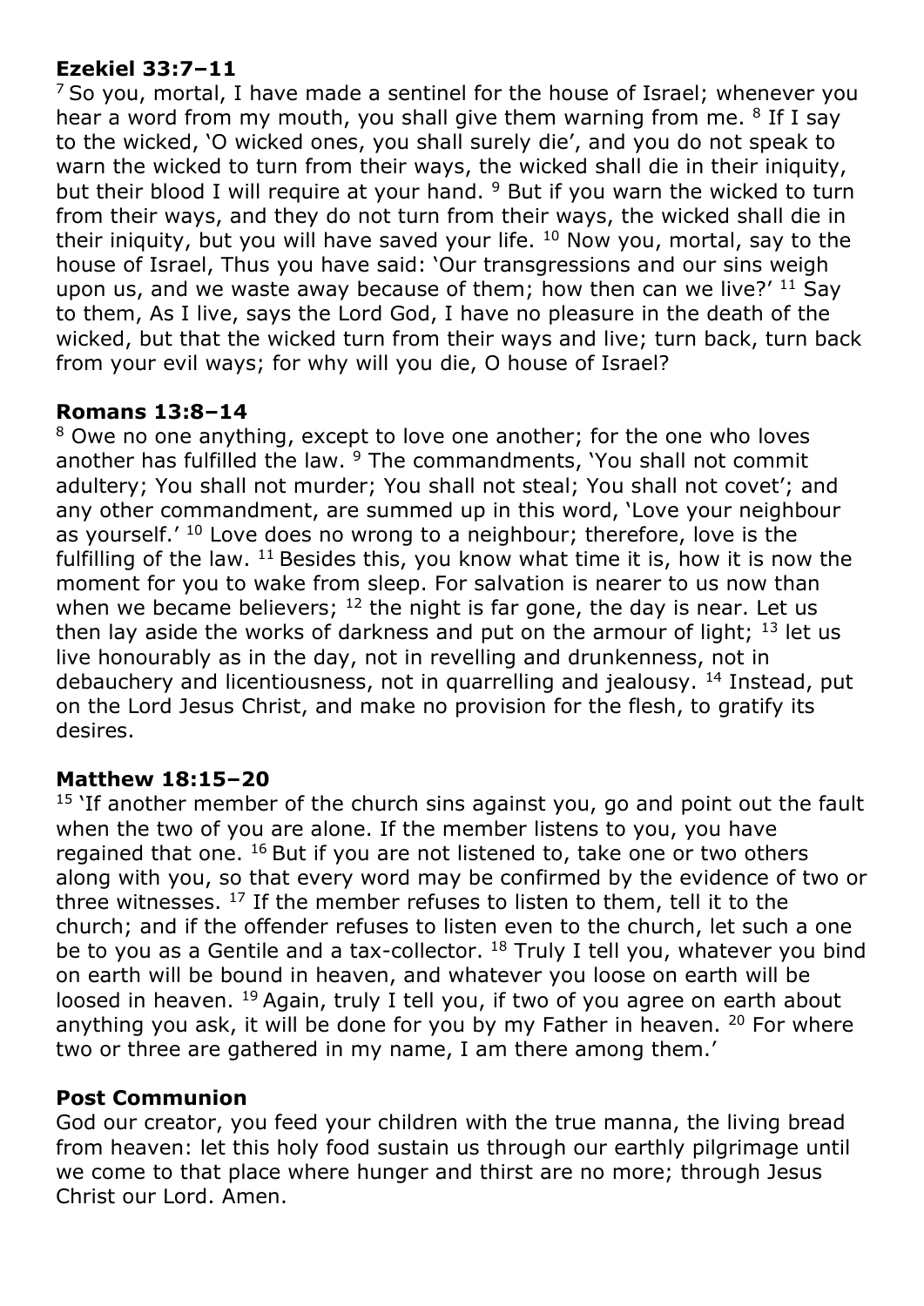**Ezekiel 33:7–11**

[7] So you, mortal, I have made a sentinel for the house of Israel; whenever you hear a word from my mouth, you shall give them warning from me. [8] If I say to the wicked, 'O wicked ones, you shall surely die', and you do not speak to warn the wicked to turn from their ways, the wicked shall die in their iniquity, but their blood I will require at your hand. [9] But if you warn the wicked to turn from their ways, and they do not turn from their ways, the wicked shall die in their iniquity, but you will have saved your life. [10] Now you, mortal, say to the house of Israel, Thus you have said: 'Our transgressions and our sins weigh upon us, and we waste away because of them; how then can we live?' [11] Say to them, As I live, says the Lord God, I have no pleasure in the death of the wicked, but that the wicked turn from their ways and live; turn back, turn back from your evil ways; for why will you die, O house of Israel?

**Romans 13:8–14**

[8] Owe no one anything, except to love one another; for the one who loves another has fulfilled the law. [9] The commandments, 'You shall not commit adultery; You shall not murder; You shall not steal; You shall not covet'; and any other commandment, are summed up in this word, 'Love your neighbour as yourself.' [10] Love does no wrong to a neighbour; therefore, love is the fulfilling of the law. [11] Besides this, you know what time it is, how it is now the moment for you to wake from sleep. For salvation is nearer to us now than when we became believers; [12] the night is far gone, the day is near. Let us then lay aside the works of darkness and put on the armour of light; [13] let us live honourably as in the day, not in revelling and drunkenness, not in debauchery and licentiousness, not in quarrelling and jealousy. [14] Instead, put on the Lord Jesus Christ, and make no provision for the flesh, to gratify its desires.

**Matthew 18:15–20**

[15] 'If another member of the church sins against you, go and point out the fault when the two of you are alone. If the member listens to you, you have regained that one. [16] But if you are not listened to, take one or two others along with you, so that every word may be confirmed by the evidence of two or three witnesses. [17] If the member refuses to listen to them, tell it to the church; and if the offender refuses to listen even to the church, let such a one be to you as a Gentile and a tax-collector. [18] Truly I tell you, whatever you bind on earth will be bound in heaven, and whatever you loose on earth will be loosed in heaven. [19] Again, truly I tell you, if two of you agree on earth about anything you ask, it will be done for you by my Father in heaven. [20] For where two or three are gathered in my name, I am there among them.'

**Post Communion**

God our creator, you feed your children with the true manna, the living bread from heaven: let this holy food sustain us through our earthly pilgrimage until we come to that place where hunger and thirst are no more; through Jesus Christ our Lord. Amen.